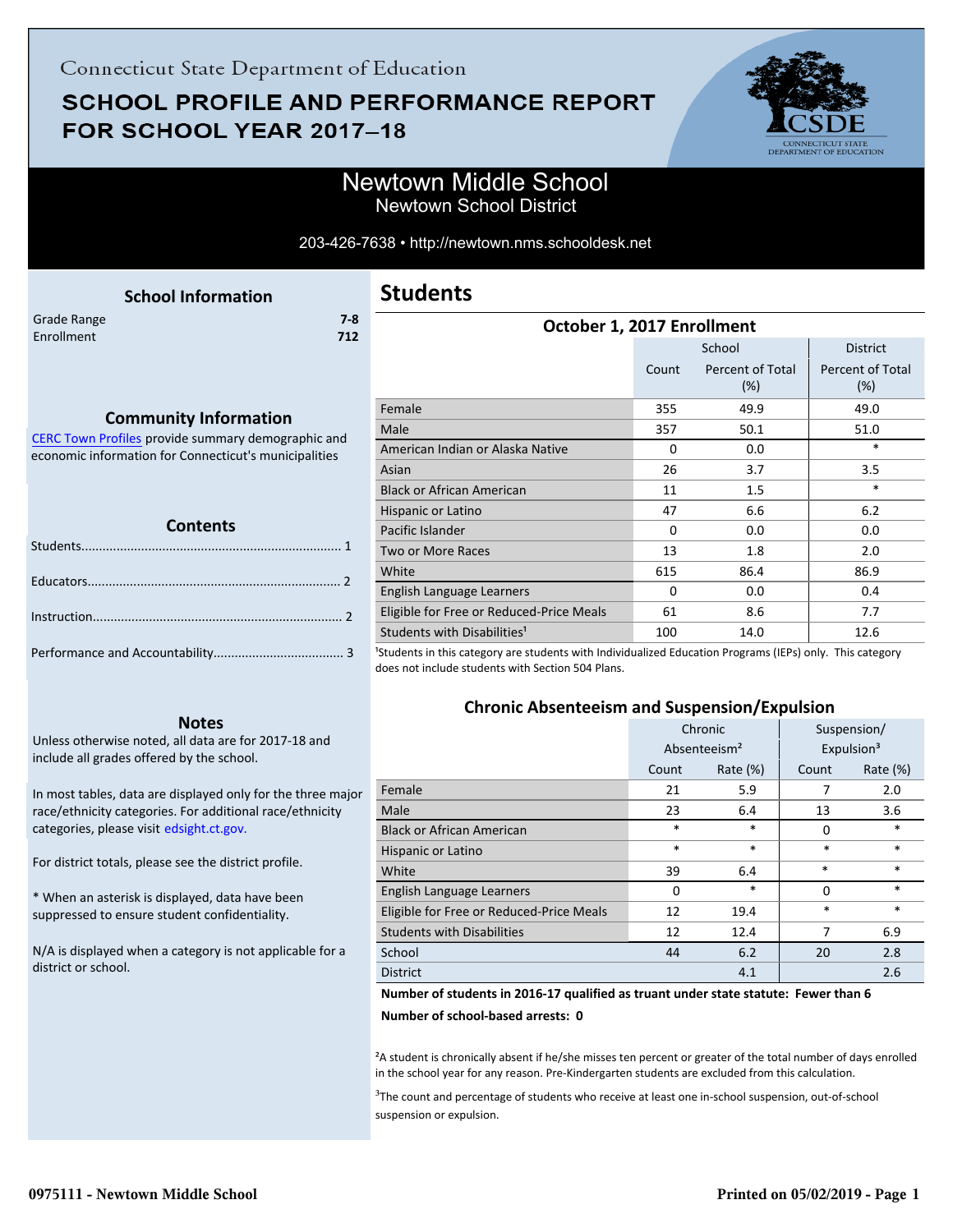Connecticut State Department of Education

# SCHOOL PROFILE AND PERFORMANCE REPORT FOR SCHOOL YEAR 2017–18

## Newtown Middle School
Newtown School District

203-426-7638 • http://newtown.nms.schooldesk.net

### School Information

| | |
|---|---|
| Grade Range | 7-8 |
| Enrollment | 712 |

### Community Information

CERC Town Profiles provide summary demographic and economic information for Connecticut's municipalities

### Contents

Students........................................................................ 1

Educators...................................................................... 2

Instruction..................................................................... 2

Performance and Accountability.................................... 3

### Notes

Unless otherwise noted, all data are for 2017-18 and include all grades offered by the school.

In most tables, data are displayed only for the three major race/ethnicity categories. For additional race/ethnicity categories, please visit edsight.ct.gov.

For district totals, please see the district profile.

* When an asterisk is displayed, data have been suppressed to ensure student confidentiality.

N/A is displayed when a category is not applicable for a district or school.

## Students

### October 1, 2017 Enrollment

| | School | | District |
|---|---|---|---|
| | Count | Percent of Total (%) | Percent of Total (%) |
| Female | 355 | 49.9 | 49.0 |
| Male | 357 | 50.1 | 51.0 |
| American Indian or Alaska Native | 0 | 0.0 | * |
| Asian | 26 | 3.7 | 3.5 |
| Black or African American | 11 | 1.5 | * |
| Hispanic or Latino | 47 | 6.6 | 6.2 |
| Pacific Islander | 0 | 0.0 | 0.0 |
| Two or More Races | 13 | 1.8 | 2.0 |
| White | 615 | 86.4 | 86.9 |
| English Language Learners | 0 | 0.0 | 0.4 |
| Eligible for Free or Reduced-Price Meals | 61 | 8.6 | 7.7 |
| Students with Disabilities[1] | 100 | 14.0 | 12.6 |

[1]Students in this category are students with Individualized Education Programs (IEPs) only. This category does not include students with Section 504 Plans.

### Chronic Absenteeism and Suspension/Expulsion

| | Chronic Absenteeism[2] | | Suspension/ Expulsion[3] | |
|---|---|---|---|---|
| | Count | Rate (%) | Count | Rate (%) |
| Female | 21 | 5.9 | 7 | 2.0 |
| Male | 23 | 6.4 | 13 | 3.6 |
| Black or African American | * | * | 0 | * |
| Hispanic or Latino | * | * | * | * |
| White | 39 | 6.4 | * | * |
| English Language Learners | 0 | * | 0 | * |
| Eligible for Free or Reduced-Price Meals | 12 | 19.4 | * | * |
| Students with Disabilities | 12 | 12.4 | 7 | 6.9 |
| School | 44 | 6.2 | 20 | 2.8 |
| District | | 4.1 | | 2.6 |

**Number of students in 2016-17 qualified as truant under state statute: Fewer than 6**

**Number of school-based arrests: 0**

[2]A student is chronically absent if he/she misses ten percent or greater of the total number of days enrolled in the school year for any reason. Pre-Kindergarten students are excluded from this calculation.

[3]The count and percentage of students who receive at least one in-school suspension, out-of-school suspension or expulsion.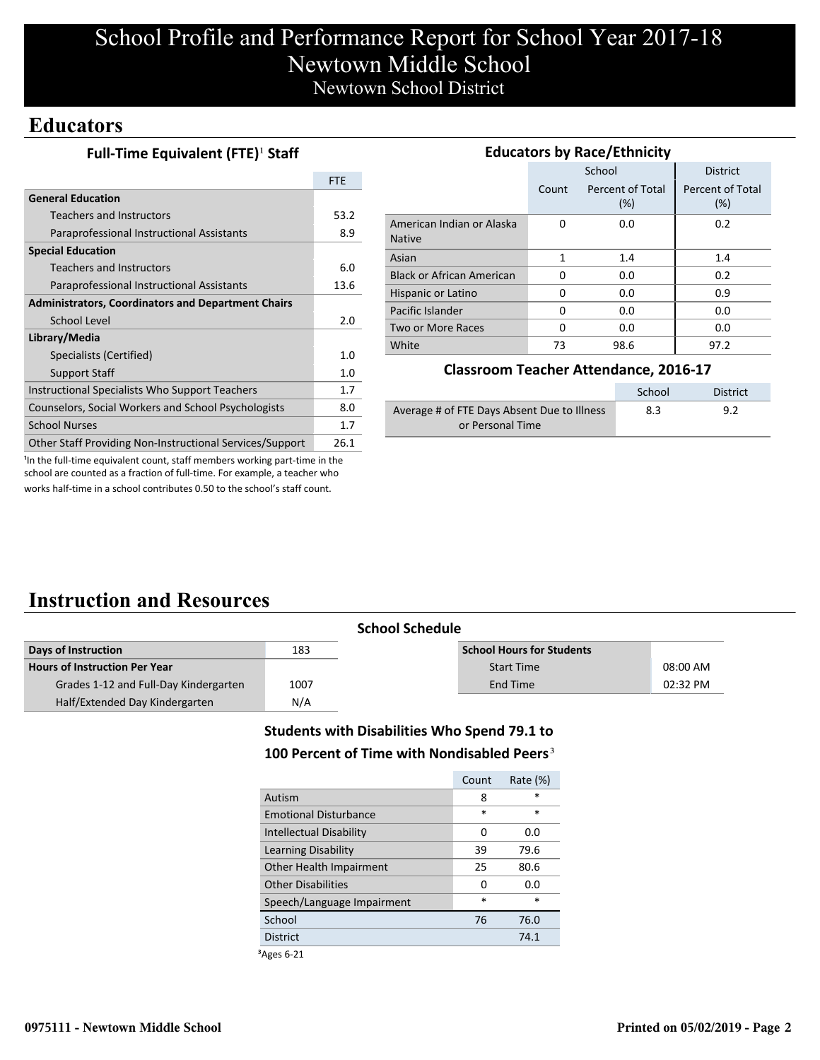# School Profile and Performance Report for School Year 2017-18
# Newtown Middle School
## Newtown School District

## Educators

### Full-Time Equivalent (FTE)[1] Staff

| | FTE |
|---|---|
| **General Education** | |
| Teachers and Instructors | 53.2 |
| Paraprofessional Instructional Assistants | 8.9 |
| **Special Education** | |
| Teachers and Instructors | 6.0 |
| Paraprofessional Instructional Assistants | 13.6 |
| **Administrators, Coordinators and Department Chairs** | |
| School Level | 2.0 |
| **Library/Media** | |
| Specialists (Certified) | 1.0 |
| Support Staff | 1.0 |
| Instructional Specialists Who Support Teachers | 1.7 |
| Counselors, Social Workers and School Psychologists | 8.0 |
| School Nurses | 1.7 |
| Other Staff Providing Non-Instructional Services/Support | 26.1 |

[1]In the full-time equivalent count, staff members working part-time in the school are counted as a fraction of full-time. For example, a teacher who works half-time in a school contributes 0.50 to the school's staff count.

### Educators by Race/Ethnicity

| | School | | District |
|---|---|---|---|
| | Count | Percent of Total (%) | Percent of Total (%) |
| American Indian or Alaska Native | 0 | 0.0 | 0.2 |
| Asian | 1 | 1.4 | 1.4 |
| Black or African American | 0 | 0.0 | 0.2 |
| Hispanic or Latino | 0 | 0.0 | 0.9 |
| Pacific Islander | 0 | 0.0 | 0.0 |
| Two or More Races | 0 | 0.0 | 0.0 |
| White | 73 | 98.6 | 97.2 |

### Classroom Teacher Attendance, 2016-17

| | School | District |
|---|---|---|
| Average # of FTE Days Absent Due to Illness or Personal Time | 8.3 | 9.2 |

## Instruction and Resources

### School Schedule

| | |
|---|---|
| **Days of Instruction** | 183 |
| **Hours of Instruction Per Year** | |
| Grades 1-12 and Full-Day Kindergarten | 1007 |
| Half/Extended Day Kindergarten | N/A |

| **School Hours for Students** | |
|---|---|
| Start Time | 08:00 AM |
| End Time | 02:32 PM |

### Students with Disabilities Who Spend 79.1 to 100 Percent of Time with Nondisabled Peers[3]

| | Count | Rate (%) |
|---|---|---|
| Autism | 8 | * |
| Emotional Disturbance | * | * |
| Intellectual Disability | 0 | 0.0 |
| Learning Disability | 39 | 79.6 |
| Other Health Impairment | 25 | 80.6 |
| Other Disabilities | 0 | 0.0 |
| Speech/Language Impairment | * | * |
| School | 76 | 76.0 |
| District | | 74.1 |

[3]Ages 6-21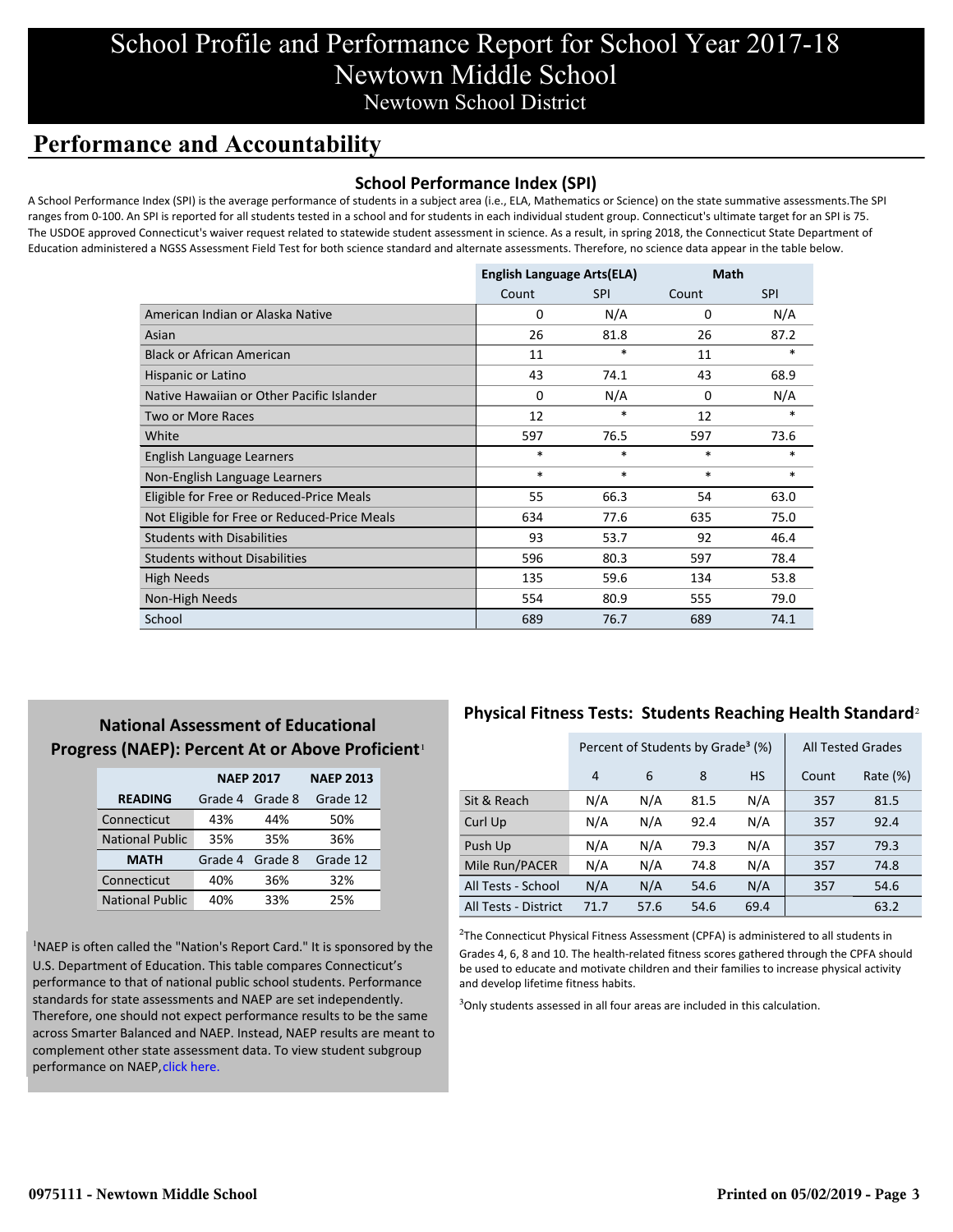# School Profile and Performance Report for School Year 2017-18
# Newtown Middle School
## Newtown School District

## Performance and Accountability

### School Performance Index (SPI)

A School Performance Index (SPI) is the average performance of students in a subject area (i.e., ELA, Mathematics or Science) on the state summative assessments.The SPI ranges from 0-100. An SPI is reported for all students tested in a school and for students in each individual student group. Connecticut's ultimate target for an SPI is 75. The USDOE approved Connecticut's waiver request related to statewide student assessment in science. As a result, in spring 2018, the Connecticut State Department of Education administered a NGSS Assessment Field Test for both science standard and alternate assessments. Therefore, no science data appear in the table below.

| | English Language Arts(ELA) | | Math | |
|---|---|---|---|---|
| | Count | SPI | Count | SPI |
| American Indian or Alaska Native | 0 | N/A | 0 | N/A |
| Asian | 26 | 81.8 | 26 | 87.2 |
| Black or African American | 11 | * | 11 | * |
| Hispanic or Latino | 43 | 74.1 | 43 | 68.9 |
| Native Hawaiian or Other Pacific Islander | 0 | N/A | 0 | N/A |
| Two or More Races | 12 | * | 12 | * |
| White | 597 | 76.5 | 597 | 73.6 |
| English Language Learners | * | * | * | * |
| Non-English Language Learners | * | * | * | * |
| Eligible for Free or Reduced-Price Meals | 55 | 66.3 | 54 | 63.0 |
| Not Eligible for Free or Reduced-Price Meals | 634 | 77.6 | 635 | 75.0 |
| Students with Disabilities | 93 | 53.7 | 92 | 46.4 |
| Students without Disabilities | 596 | 80.3 | 597 | 78.4 |
| High Needs | 135 | 59.6 | 134 | 53.8 |
| Non-High Needs | 554 | 80.9 | 555 | 79.0 |
| School | 689 | 76.7 | 689 | 74.1 |

### National Assessment of Educational Progress (NAEP): Percent At or Above Proficient[1]

| | NAEP 2017 | | NAEP 2013 |
|---|---|---|---|
| **READING** | Grade 4 | Grade 8 | Grade 12 |
| Connecticut | 43% | 44% | 50% |
| National Public | 35% | 35% | 36% |
| **MATH** | Grade 4 | Grade 8 | Grade 12 |
| Connecticut | 40% | 36% | 32% |
| National Public | 40% | 33% | 25% |

[1]NAEP is often called the "Nation's Report Card." It is sponsored by the U.S. Department of Education. This table compares Connecticut's performance to that of national public school students. Performance standards for state assessments and NAEP are set independently. Therefore, one should not expect performance results to be the same across Smarter Balanced and NAEP. Instead, NAEP results are meant to complement other state assessment data. To view student subgroup performance on NAEP, click here.

### Physical Fitness Tests: Students Reaching Health Standard[2]

| | Percent of Students by Grade[3] (%) | | | | All Tested Grades | |
|---|---|---|---|---|---|---|
| | 4 | 6 | 8 | HS | Count | Rate (%) |
| Sit & Reach | N/A | N/A | 81.5 | N/A | 357 | 81.5 |
| Curl Up | N/A | N/A | 92.4 | N/A | 357 | 92.4 |
| Push Up | N/A | N/A | 79.3 | N/A | 357 | 79.3 |
| Mile Run/PACER | N/A | N/A | 74.8 | N/A | 357 | 74.8 |
| All Tests - School | N/A | N/A | 54.6 | N/A | 357 | 54.6 |
| All Tests - District | 71.7 | 57.6 | 54.6 | 69.4 | | 63.2 |

[2]The Connecticut Physical Fitness Assessment (CPFA) is administered to all students in Grades 4, 6, 8 and 10. The health-related fitness scores gathered through the CPFA should be used to educate and motivate children and their families to increase physical activity and develop lifetime fitness habits.

[3]Only students assessed in all four areas are included in this calculation.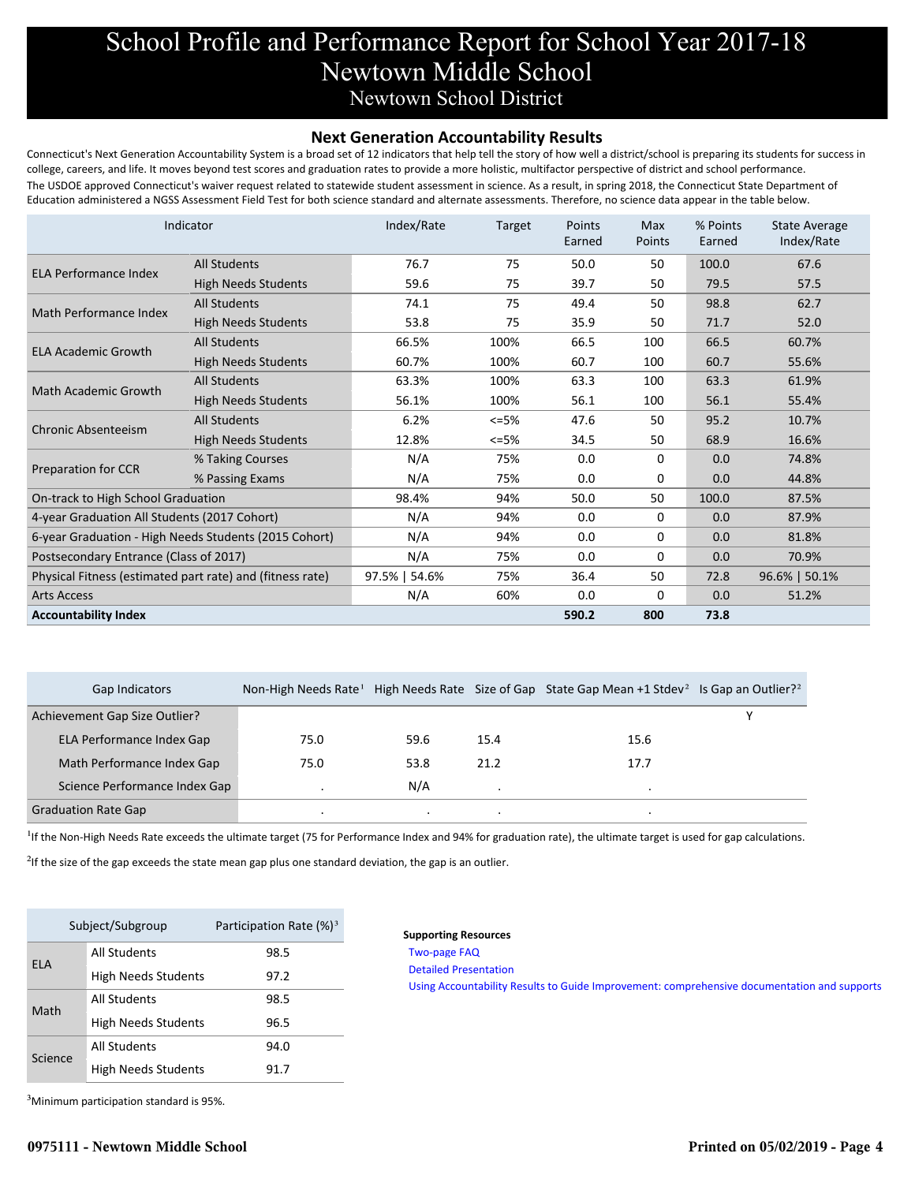# School Profile and Performance Report for School Year 2017-18
# Newtown Middle School
## Newtown School District

### Next Generation Accountability Results

Connecticut's Next Generation Accountability System is a broad set of 12 indicators that help tell the story of how well a district/school is preparing its students for success in college, careers, and life. It moves beyond test scores and graduation rates to provide a more holistic, multifactor perspective of district and school performance.

The USDOE approved Connecticut's waiver request related to statewide student assessment in science. As a result, in spring 2018, the Connecticut State Department of Education administered a NGSS Assessment Field Test for both science standard and alternate assessments. Therefore, no science data appear in the table below.

| Indicator | | Index/Rate | Target | Points Earned | Max Points | % Points Earned | State Average Index/Rate |
|---|---|---|---|---|---|---|---|
| ELA Performance Index | All Students | 76.7 | 75 | 50.0 | 50 | 100.0 | 67.6 |
| | High Needs Students | 59.6 | 75 | 39.7 | 50 | 79.5 | 57.5 |
| Math Performance Index | All Students | 74.1 | 75 | 49.4 | 50 | 98.8 | 62.7 |
| | High Needs Students | 53.8 | 75 | 35.9 | 50 | 71.7 | 52.0 |
| ELA Academic Growth | All Students | 66.5% | 100% | 66.5 | 100 | 66.5 | 60.7% |
| | High Needs Students | 60.7% | 100% | 60.7 | 100 | 60.7 | 55.6% |
| Math Academic Growth | All Students | 63.3% | 100% | 63.3 | 100 | 63.3 | 61.9% |
| | High Needs Students | 56.1% | 100% | 56.1 | 100 | 56.1 | 55.4% |
| Chronic Absenteeism | All Students | 6.2% | <=5% | 47.6 | 50 | 95.2 | 10.7% |
| | High Needs Students | 12.8% | <=5% | 34.5 | 50 | 68.9 | 16.6% |
| Preparation for CCR | % Taking Courses | N/A | 75% | 0.0 | 0 | 0.0 | 74.8% |
| | % Passing Exams | N/A | 75% | 0.0 | 0 | 0.0 | 44.8% |
| On-track to High School Graduation | | 98.4% | 94% | 50.0 | 50 | 100.0 | 87.5% |
| 4-year Graduation All Students (2017 Cohort) | | N/A | 94% | 0.0 | 0 | 0.0 | 87.9% |
| 6-year Graduation - High Needs Students (2015 Cohort) | | N/A | 94% | 0.0 | 0 | 0.0 | 81.8% |
| Postsecondary Entrance (Class of 2017) | | N/A | 75% | 0.0 | 0 | 0.0 | 70.9% |
| Physical Fitness (estimated part rate) and (fitness rate) | | 97.5% \| 54.6% | 75% | 36.4 | 50 | 72.8 | 96.6% \| 50.1% |
| Arts Access | | N/A | 60% | 0.0 | 0 | 0.0 | 51.2% |
| **Accountability Index** | | | | **590.2** | **800** | **73.8** | |

| Gap Indicators | Non-High Needs Rate[1] | High Needs Rate | Size of Gap | State Gap Mean +1 Stdev[2] | Is Gap an Outlier?[2] |
|---|---|---|---|---|---|
| Achievement Gap Size Outlier? | | | | | Y |
| ELA Performance Index Gap | 75.0 | 59.6 | 15.4 | 15.6 | |
| Math Performance Index Gap | 75.0 | 53.8 | 21.2 | 17.7 | |
| Science Performance Index Gap | . | N/A | . | . | |
| Graduation Rate Gap | . | . | . | . | |

[1]If the Non-High Needs Rate exceeds the ultimate target (75 for Performance Index and 94% for graduation rate), the ultimate target is used for gap calculations.

[2]If the size of the gap exceeds the state mean gap plus one standard deviation, the gap is an outlier.

| Subject/Subgroup | | Participation Rate (%)[3] |
|---|---|---|
| ELA | All Students | 98.5 |
| | High Needs Students | 97.2 |
| Math | All Students | 98.5 |
| | High Needs Students | 96.5 |
| Science | All Students | 94.0 |
| | High Needs Students | 91.7 |

[3]Minimum participation standard is 95%.

**Supporting Resources**

- Two-page FAQ
- Detailed Presentation
- Using Accountability Results to Guide Improvement: comprehensive documentation and supports